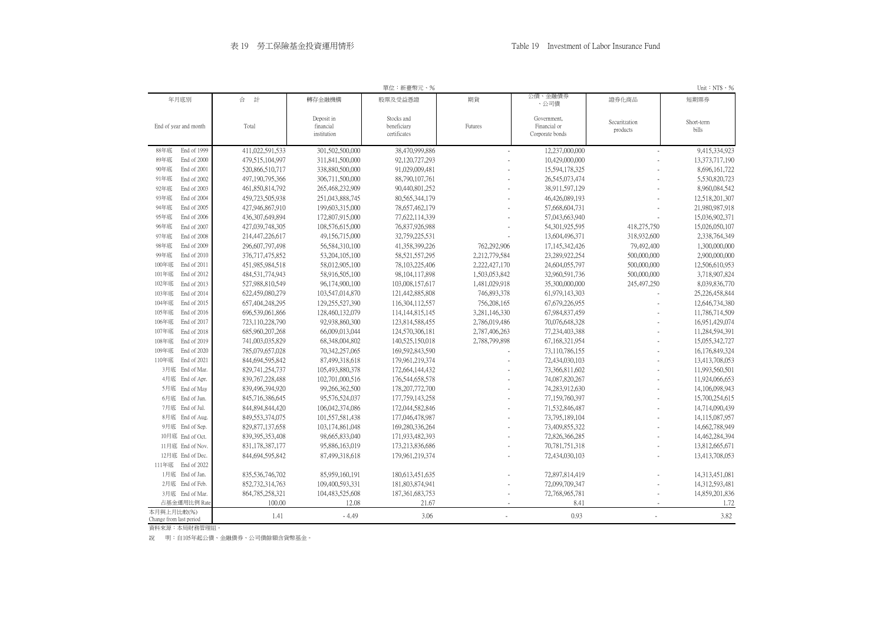表 19　勞工保險基金投資運用情形

Table 19　Investment of Labor Insurance Fund

單位：新臺幣元、%　　Unit：NT$、%

| 年月底別 End of year and month | 合　計 Total | 轉存金融機構 Deposit in financial institution | 股票及受益憑證 Stocks and beneficiary certificates | 期貨 Futures | 公債、金融債券、公司債 Government, Financial or Corporate bonds | 證券化商品 Securitzation products | 短期票券 Short-term bills |
|---|---|---|---|---|---|---|---|
| 88年底 End of 1999 | 411,022,591,533 | 301,502,500,000 | 38,470,999,886 | - | 12,237,000,000 | - | 9,415,334,923 |
| 89年底 End of 2000 | 479,515,104,997 | 311,841,500,000 | 92,120,727,293 | - | 10,429,000,000 | - | 13,373,717,190 |
| 90年底 End of 2001 | 520,866,510,717 | 338,880,500,000 | 91,029,009,481 | - | 15,594,178,325 | - | 8,696,161,722 |
| 91年底 End of 2002 | 497,190,795,366 | 306,711,500,000 | 88,790,107,761 | - | 26,545,073,474 | - | 5,530,820,723 |
| 92年底 End of 2003 | 461,850,814,792 | 265,468,232,909 | 90,440,801,252 | - | 38,911,597,129 | - | 8,960,084,542 |
| 93年底 End of 2004 | 459,723,505,938 | 251,043,888,745 | 80,565,344,179 | - | 46,426,089,193 | - | 12,518,201,307 |
| 94年底 End of 2005 | 427,946,867,910 | 199,603,315,000 | 78,657,462,179 | - | 57,668,604,731 | - | 21,980,987,918 |
| 95年底 End of 2006 | 436,307,649,894 | 172,807,915,000 | 77,622,114,339 | - | 57,043,663,940 | - | 15,036,902,371 |
| 96年底 End of 2007 | 427,039,748,305 | 108,576,615,000 | 76,837,926,988 | - | 54,301,925,595 | 418,275,750 | 15,026,050,107 |
| 97年底 End of 2008 | 214,447,226,617 | 49,156,715,000 | 32,759,225,531 | - | 13,604,496,371 | 318,932,600 | 2,338,764,349 |
| 98年底 End of 2009 | 296,607,797,498 | 56,584,310,100 | 41,358,399,226 | 762,292,906 | 17,145,342,426 | 79,492,400 | 1,300,000,000 |
| 99年底 End of 2010 | 376,717,475,852 | 53,204,105,100 | 58,521,557,295 | 2,212,779,584 | 23,289,922,254 | 500,000,000 | 2,900,000,000 |
| 100年底 End of 2011 | 451,985,984,518 | 58,012,905,100 | 78,103,225,406 | 2,222,427,170 | 24,604,055,797 | 500,000,000 | 12,506,610,953 |
| 101年底 End of 2012 | 484,531,774,943 | 58,916,505,100 | 98,104,117,898 | 1,503,053,842 | 32,960,591,736 | 500,000,000 | 3,718,907,824 |
| 102年底 End of 2013 | 527,988,810,549 | 96,174,900,100 | 103,008,157,617 | 1,481,029,918 | 35,300,000,000 | 245,497,250 | 8,039,836,770 |
| 103年底 End of 2014 | 622,459,080,279 | 103,547,014,870 | 121,442,885,808 | 746,893,378 | 61,979,143,303 | - | 25,226,458,844 |
| 104年底 End of 2015 | 657,404,248,295 | 129,255,527,390 | 116,304,112,557 | 756,208,165 | 67,679,226,955 | - | 12,646,734,380 |
| 105年底 End of 2016 | 696,539,061,866 | 128,460,132,079 | 114,144,815,145 | 3,281,146,330 | 67,984,837,459 | - | 11,786,714,509 |
| 106年底 End of 2017 | 723,110,228,790 | 92,938,860,300 | 123,814,588,455 | 2,786,019,486 | 70,076,648,328 | - | 16,951,429,074 |
| 107年底 End of 2018 | 685,960,207,268 | 66,009,013,044 | 124,570,306,181 | 2,787,406,263 | 77,234,403,388 | - | 11,284,594,391 |
| 108年底 End of 2019 | 741,003,035,829 | 68,348,004,802 | 140,525,150,018 | 2,788,799,898 | 67,168,321,954 | - | 15,055,342,727 |
| 109年底 End of 2020 | 785,079,657,028 | 70,342,257,065 | 169,592,843,590 | - | 73,110,786,155 | - | 16,176,849,324 |
| 110年底 End of 2021 | 844,694,595,842 | 87,499,318,618 | 179,961,219,374 | - | 72,434,030,103 | - | 13,413,708,053 |
| 3月底 End of Mar. | 829,741,254,737 | 105,493,880,378 | 172,664,144,432 | - | 73,366,811,602 | - | 11,993,560,501 |
| 4月底 End of Apr. | 839,767,228,488 | 102,701,000,516 | 176,544,658,578 | - | 74,087,820,267 | - | 11,924,066,653 |
| 5月底 End of May | 839,496,394,920 | 99,266,362,500 | 178,207,772,700 | - | 74,283,912,630 | - | 14,106,098,943 |
| 6月底 End of Jun. | 845,716,386,645 | 95,576,524,037 | 177,759,143,258 | - | 77,159,760,397 | - | 15,700,254,615 |
| 7月底 End of Jul. | 844,894,844,420 | 106,042,374,086 | 172,044,582,846 | - | 71,532,846,487 | - | 14,714,090,439 |
| 8月底 End of Aug. | 849,553,374,075 | 101,557,581,438 | 177,046,478,987 | - | 73,795,189,104 | - | 14,115,087,957 |
| 9月底 End of Sep. | 829,877,137,658 | 103,174,861,048 | 169,280,336,264 | - | 73,409,855,322 | - | 14,662,788,949 |
| 10月底 End of Oct. | 839,395,353,408 | 98,665,833,040 | 171,933,482,393 | - | 72,826,366,285 | - | 14,462,284,394 |
| 11月底 End of Nov. | 831,178,387,177 | 95,886,163,019 | 173,213,836,686 | - | 70,781,751,318 | - | 13,812,665,671 |
| 12月底 End of Dec. | 844,694,595,842 | 87,499,318,618 | 179,961,219,374 | - | 72,434,030,103 | - | 13,413,708,053 |
| 111年底 End of 2022 | | | | | | | |
| 1月底 End of Jan. | 835,536,746,702 | 85,959,160,191 | 180,613,451,635 | - | 72,897,814,419 | - | 14,313,451,081 |
| 2月底 End of Feb. | 852,732,314,763 | 109,400,593,331 | 181,803,874,941 | - | 72,099,709,347 | - | 14,312,593,481 |
| 3月底 End of Mar. | 864,785,258,321 | 104,483,525,608 | 187,361,683,753 | - | 72,768,965,781 | - | 14,859,201,836 |
| 占基金運用比例 Rate | 100.00 | 12.08 | 21.67 | - | 8.41 | - | 1.72 |
| 本月與上月比較(%) Change from last period | 1.41 | - 4.49 | 3.06 | - | 0.93 | - | 3.82 |

資料來源：本局財務管理組。

說　明：自105年起公債、金融債券、公司債餘額含貨幣基金。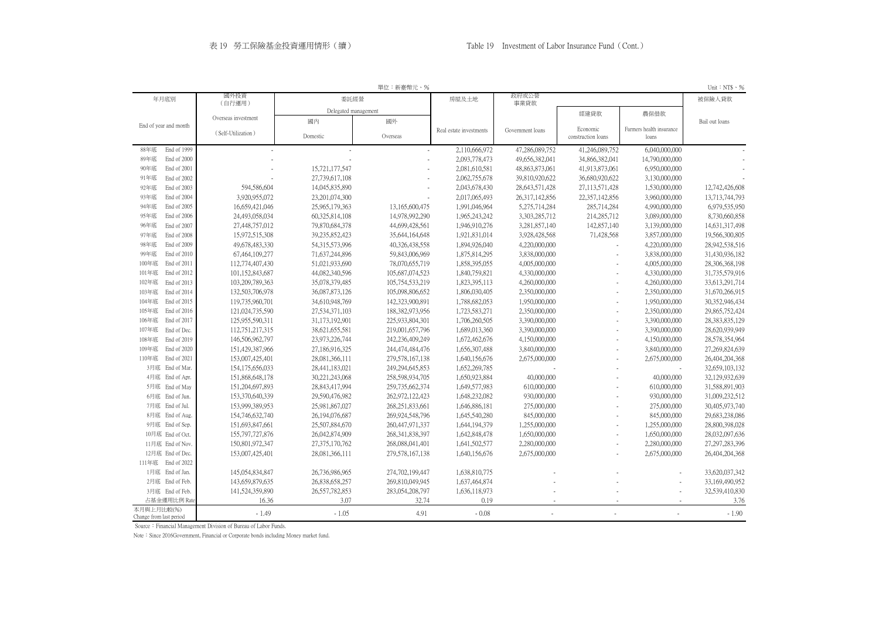# 表 19 勞工保險基金投資運用情形（續） Table 19 Investment of Labor Insurance Fund（Cont.）

單位：新臺幣元、% Unit：NT$、%

| 年月底 End of year and month | | 國外投資（自行運用） Overseas investment (Self-Utilization) | 委託經營 Delegated management 國內 Domestic | 國外 Overseas | 房屋及土地 Real estate investments | 政府或公營事業貸款 Government loans | 經建貸款 Economic construction loans | 農保借款 Farmers health insurance loans | 被保險人貸款 Bail out loans |
|---|---|---|---|---|---|---|---|---|---|
| 88年底 | End of 1999 | - | - | - | 2,110,666,972 | 47,286,089,752 | 41,246,089,752 | 6,040,000,000 | - |
| 89年底 | End of 2000 | - | - | - | 2,093,778,473 | 49,656,382,041 | 34,866,382,041 | 14,790,000,000 | - |
| 90年底 | End of 2001 | - | 15,721,177,547 | - | 2,081,610,581 | 48,863,873,061 | 41,913,873,061 | 6,950,000,000 | - |
| 91年底 | End of 2002 | - | 27,739,617,108 | - | 2,062,755,678 | 39,810,920,622 | 36,680,920,622 | 3,130,000,000 | - |
| 92年底 | End of 2003 | 594,586,604 | 14,045,835,890 | - | 2,043,678,430 | 28,643,571,428 | 27,113,571,428 | 1,530,000,000 | 12,742,426,608 |
| 93年底 | End of 2004 | 3,920,955,072 | 23,201,074,300 | - | 2,017,065,493 | 26,317,142,856 | 22,357,142,856 | 3,960,000,000 | 13,713,744,793 |
| 94年底 | End of 2005 | 16,659,421,046 | 25,965,179,363 | 13,165,600,475 | 1,991,046,964 | 5,275,714,284 | 285,714,284 | 4,990,000,000 | 6,979,535,950 |
| 95年底 | End of 2006 | 24,493,058,034 | 60,325,814,108 | 14,978,992,290 | 1,965,243,242 | 3,303,285,712 | 214,285,712 | 3,089,000,000 | 8,730,660,858 |
| 96年底 | End of 2007 | 27,448,757,012 | 79,870,684,378 | 44,699,428,561 | 1,946,910,276 | 3,281,857,140 | 142,857,140 | 3,139,000,000 | 14,631,317,498 |
| 97年底 | End of 2008 | 15,972,515,308 | 39,235,852,423 | 35,644,164,648 | 1,921,831,014 | 3,928,428,568 | 71,428,568 | 3,857,000,000 | 19,566,300,805 |
| 98年底 | End of 2009 | 49,678,483,330 | 54,315,573,996 | 40,326,438,558 | 1,894,926,040 | 4,220,000,000 | - | 4,220,000,000 | 28,942,538,516 |
| 99年底 | End of 2010 | 67,464,109,277 | 71,637,244,896 | 59,843,006,969 | 1,875,814,295 | 3,838,000,000 | - | 3,838,000,000 | 31,430,936,182 |
| 100年底 | End of 2011 | 112,774,407,430 | 51,021,933,690 | 78,070,655,719 | 1,858,395,055 | 4,005,000,000 | - | 4,005,000,000 | 28,306,368,198 |
| 101年底 | End of 2012 | 101,152,843,687 | 44,082,340,596 | 105,687,074,523 | 1,840,759,821 | 4,330,000,000 | - | 4,330,000,000 | 31,735,579,916 |
| 102年底 | End of 2013 | 103,209,789,363 | 35,078,379,485 | 105,754,533,219 | 1,823,395,113 | 4,260,000,000 | - | 4,260,000,000 | 33,613,291,714 |
| 103年底 | End of 2014 | 132,503,706,978 | 36,087,873,126 | 105,098,806,652 | 1,806,030,405 | 2,350,000,000 | - | 2,350,000,000 | 31,670,266,915 |
| 104年底 | End of 2015 | 119,735,960,701 | 34,610,948,769 | 142,323,900,891 | 1,788,682,053 | 1,950,000,000 | - | 1,950,000,000 | 30,352,946,434 |
| 105年底 | End of 2016 | 121,024,735,590 | 27,534,371,103 | 188,382,973,956 | 1,723,583,271 | 2,350,000,000 | - | 2,350,000,000 | 29,865,752,424 |
| 106年底 | End of 2017 | 125,955,590,311 | 31,173,192,901 | 225,933,804,301 | 1,706,260,505 | 3,390,000,000 | - | 3,390,000,000 | 28,383,835,129 |
| 107年底 | End of Dec. | 112,751,217,315 | 38,621,655,581 | 219,001,657,796 | 1,689,013,360 | 3,390,000,000 | - | 3,390,000,000 | 28,620,939,949 |
| 108年底 | End of 2019 | 146,506,962,797 | 23,973,226,744 | 242,236,409,249 | 1,672,462,676 | 4,150,000,000 | - | 4,150,000,000 | 28,578,354,964 |
| 109年底 | End of 2020 | 151,429,387,966 | 27,186,916,325 | 244,474,484,476 | 1,656,307,488 | 3,840,000,000 | - | 3,840,000,000 | 27,269,824,639 |
| 110年底 | End of 2021 | 153,007,425,401 | 28,081,366,111 | 279,578,167,138 | 1,640,156,676 | 2,675,000,000 | - | 2,675,000,000 | 26,404,204,368 |
| 3月底 | End of Mar. | 154,175,656,033 | 28,441,183,021 | 249,294,645,853 | 1,652,269,785 | - | - | - | 32,659,103,132 |
| 4月底 | End of Apr. | 151,868,648,178 | 30,221,243,068 | 258,598,934,705 | 1,650,923,884 | 40,000,000 | - | 40,000,000 | 32,129,932,639 |
| 5月底 | End of May | 151,204,697,893 | 28,843,417,994 | 259,735,662,374 | 1,649,577,983 | 610,000,000 | - | 610,000,000 | 31,588,891,903 |
| 6月底 | End of Jun. | 153,370,640,339 | 29,590,476,982 | 262,972,122,423 | 1,648,232,082 | 930,000,000 | - | 930,000,000 | 31,009,232,512 |
| 7月底 | End of Jul. | 153,999,389,953 | 25,981,867,027 | 268,251,833,661 | 1,646,886,181 | 275,000,000 | - | 275,000,000 | 30,405,973,740 |
| 8月底 | End of Aug. | 154,746,632,740 | 26,194,076,687 | 269,924,548,796 | 1,645,540,280 | 845,000,000 | - | 845,000,000 | 29,683,238,086 |
| 9月底 | End of Sep. | 151,693,847,661 | 25,507,884,670 | 260,447,971,337 | 1,644,194,379 | 1,255,000,000 | - | 1,255,000,000 | 28,800,398,028 |
| 10月底 | End of Oct. | 155,797,727,876 | 26,042,874,909 | 268,341,838,397 | 1,642,848,478 | 1,650,000,000 | - | 1,650,000,000 | 28,032,097,636 |
| 11月底 | End of Nov. | 150,801,972,347 | 27,375,170,762 | 268,088,041,401 | 1,641,502,577 | 2,280,000,000 | - | 2,280,000,000 | 27,297,283,396 |
| 12月底 | End of Dec. | 153,007,425,401 | 28,081,366,111 | 279,578,167,138 | 1,640,156,676 | 2,675,000,000 | - | 2,675,000,000 | 26,404,204,368 |
| 111年底 | End of 2022 | | | | | | | | |
| 1月底 | End of Jan. | 145,054,834,847 | 26,736,986,965 | 274,702,199,447 | 1,638,810,775 | - | - | - | 33,620,037,342 |
| 2月底 | End of Feb. | 143,659,879,635 | 26,838,658,257 | 269,810,049,945 | 1,637,464,874 | - | - | - | 33,169,490,952 |
| 3月底 | End of Feb. | 141,524,359,890 | 26,557,782,853 | 283,054,208,797 | 1,636,118,973 | - | - | - | 32,539,410,830 |
| 占基金運用比例 Rate | | 16.36 | 3.07 | 32.74 | 0.19 | - | - | - | 3.76 |
| 本月與上月比較(%) Change from last period | | - 1.49 | - 1.05 | 4.91 | - 0.08 | - | - | - | - 1.90 |

Source：Financial Management Division of Bureau of Labor Funds.

Note：Since 2016Government, Financial or Corporate bonds including Money market fund.